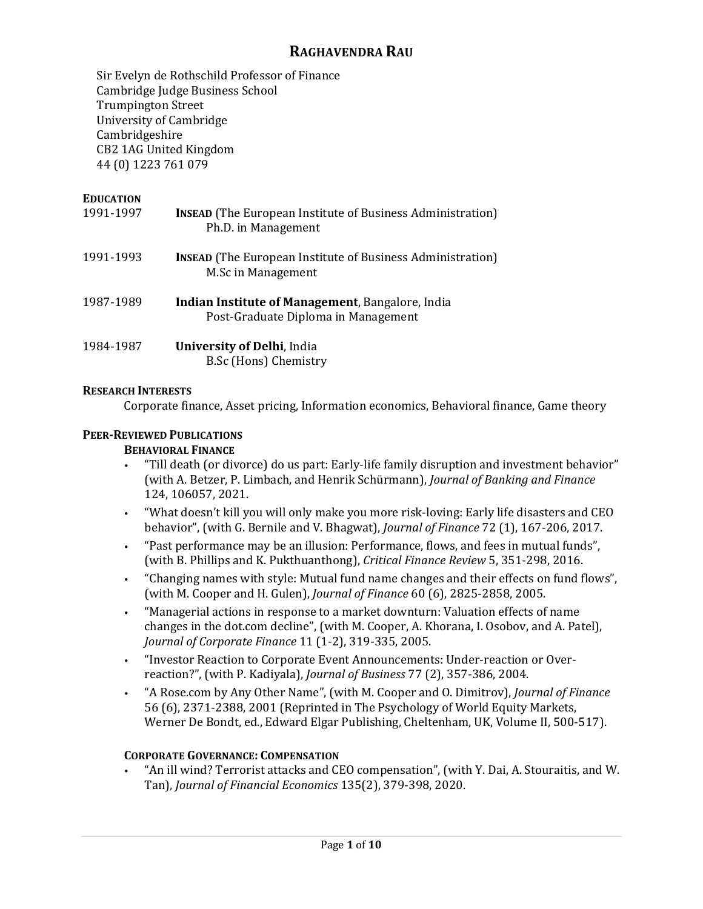# RAGHAVENDRA RAU

Sir Evelyn de Rothschild Professor of Finance
Cambridge Judge Business School
Trumpington Street
University of Cambridge
Cambridgeshire
CB2 1AG United Kingdom
44 (0) 1223 761 079

## EDUCATION

| | |
|---|---|
| 1991-1997 | **INSEAD** (The European Institute of Business Administration)<br>Ph.D. in Management |
| 1991-1993 | **INSEAD** (The European Institute of Business Administration)<br>M.Sc in Management |
| 1987-1989 | **Indian Institute of Management**, Bangalore, India<br>Post-Graduate Diploma in Management |
| 1984-1987 | **University of Delhi**, India<br>B.Sc (Hons) Chemistry |

## RESEARCH INTERESTS

Corporate finance, Asset pricing, Information economics, Behavioral finance, Game theory

## PEER-REVIEWED PUBLICATIONS

### BEHAVIORAL FINANCE

- "Till death (or divorce) do us part: Early-life family disruption and investment behavior" (with A. Betzer, P. Limbach, and Henrik Schürmann), *Journal of Banking and Finance* 124, 106057, 2021.
- "What doesn't kill you will only make you more risk-loving: Early life disasters and CEO behavior", (with G. Bernile and V. Bhagwat), *Journal of Finance* 72 (1), 167-206, 2017.
- "Past performance may be an illusion: Performance, flows, and fees in mutual funds", (with B. Phillips and K. Pukthuanthong), *Critical Finance Review* 5, 351-298, 2016.
- "Changing names with style: Mutual fund name changes and their effects on fund flows", (with M. Cooper and H. Gulen), *Journal of Finance* 60 (6), 2825-2858, 2005.
- "Managerial actions in response to a market downturn: Valuation effects of name changes in the dot.com decline", (with M. Cooper, A. Khorana, I. Osobov, and A. Patel), *Journal of Corporate Finance* 11 (1-2), 319-335, 2005.
- "Investor Reaction to Corporate Event Announcements: Under-reaction or Over-reaction?", (with P. Kadiyala), *Journal of Business* 77 (2), 357-386, 2004.
- "A Rose.com by Any Other Name", (with M. Cooper and O. Dimitrov), *Journal of Finance* 56 (6), 2371-2388, 2001 (Reprinted in The Psychology of World Equity Markets, Werner De Bondt, ed., Edward Elgar Publishing, Cheltenham, UK, Volume II, 500-517).

### CORPORATE GOVERNANCE: COMPENSATION

- "An ill wind? Terrorist attacks and CEO compensation", (with Y. Dai, A. Stouraitis, and W. Tan), *Journal of Financial Economics* 135(2), 379-398, 2020.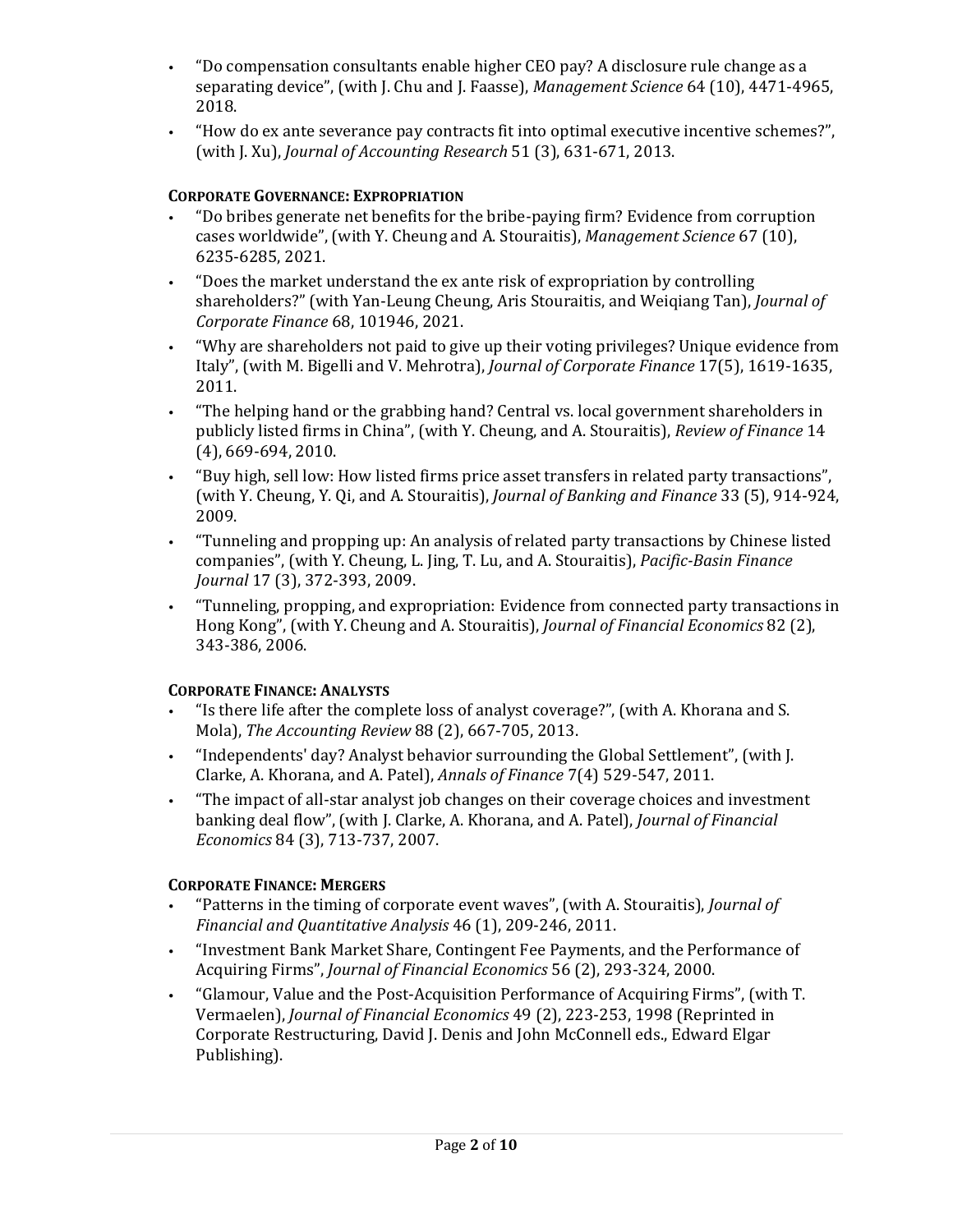- "Do compensation consultants enable higher CEO pay? A disclosure rule change as a separating device", (with J. Chu and J. Faasse), *Management Science* 64 (10), 4471-4965, 2018.
- "How do ex ante severance pay contracts fit into optimal executive incentive schemes?", (with J. Xu), *Journal of Accounting Research* 51 (3), 631-671, 2013.

**CORPORATE GOVERNANCE: EXPROPRIATION**

- "Do bribes generate net benefits for the bribe-paying firm? Evidence from corruption cases worldwide", (with Y. Cheung and A. Stouraitis), *Management Science* 67 (10), 6235-6285, 2021.
- "Does the market understand the ex ante risk of expropriation by controlling shareholders?" (with Yan-Leung Cheung, Aris Stouraitis, and Weiqiang Tan), *Journal of Corporate Finance* 68, 101946, 2021.
- "Why are shareholders not paid to give up their voting privileges? Unique evidence from Italy", (with M. Bigelli and V. Mehrotra), *Journal of Corporate Finance* 17(5), 1619-1635, 2011.
- "The helping hand or the grabbing hand? Central vs. local government shareholders in publicly listed firms in China", (with Y. Cheung, and A. Stouraitis), *Review of Finance* 14 (4), 669-694, 2010.
- "Buy high, sell low: How listed firms price asset transfers in related party transactions", (with Y. Cheung, Y. Qi, and A. Stouraitis), *Journal of Banking and Finance* 33 (5), 914-924, 2009.
- "Tunneling and propping up: An analysis of related party transactions by Chinese listed companies", (with Y. Cheung, L. Jing, T. Lu, and A. Stouraitis), *Pacific-Basin Finance Journal* 17 (3), 372-393, 2009.
- "Tunneling, propping, and expropriation: Evidence from connected party transactions in Hong Kong", (with Y. Cheung and A. Stouraitis), *Journal of Financial Economics* 82 (2), 343-386, 2006.

**CORPORATE FINANCE: ANALYSTS**

- "Is there life after the complete loss of analyst coverage?", (with A. Khorana and S. Mola), *The Accounting Review* 88 (2), 667-705, 2013.
- "Independents' day? Analyst behavior surrounding the Global Settlement", (with J. Clarke, A. Khorana, and A. Patel), *Annals of Finance* 7(4) 529-547, 2011.
- "The impact of all-star analyst job changes on their coverage choices and investment banking deal flow", (with J. Clarke, A. Khorana, and A. Patel), *Journal of Financial Economics* 84 (3), 713-737, 2007.

**CORPORATE FINANCE: MERGERS**

- "Patterns in the timing of corporate event waves", (with A. Stouraitis), *Journal of Financial and Quantitative Analysis* 46 (1), 209-246, 2011.
- "Investment Bank Market Share, Contingent Fee Payments, and the Performance of Acquiring Firms", *Journal of Financial Economics* 56 (2), 293-324, 2000.
- "Glamour, Value and the Post-Acquisition Performance of Acquiring Firms", (with T. Vermaelen), *Journal of Financial Economics* 49 (2), 223-253, 1998 (Reprinted in Corporate Restructuring, David J. Denis and John McConnell eds., Edward Elgar Publishing).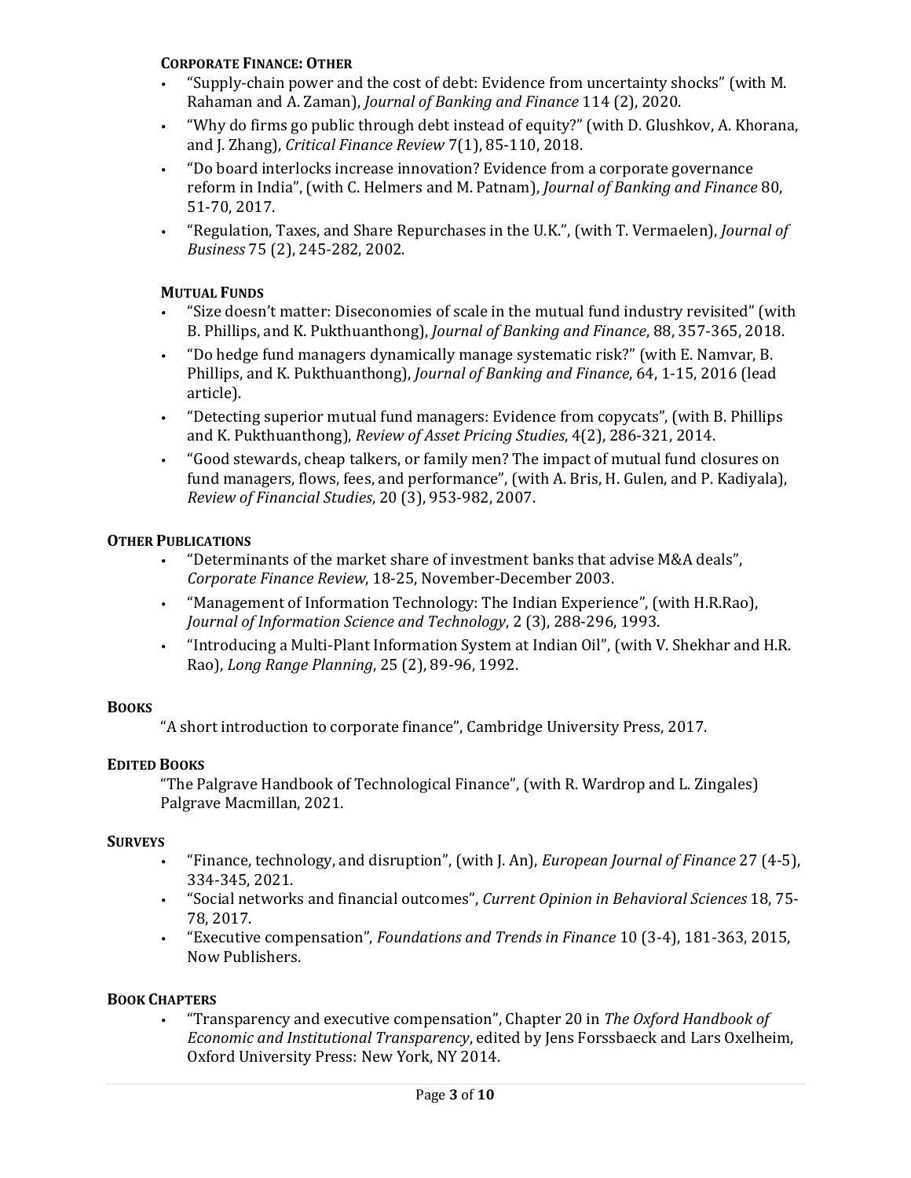### CORPORATE FINANCE: OTHER

- "Supply-chain power and the cost of debt: Evidence from uncertainty shocks" (with M. Rahaman and A. Zaman), *Journal of Banking and Finance* 114 (2), 2020.
- "Why do firms go public through debt instead of equity?" (with D. Glushkov, A. Khorana, and J. Zhang), *Critical Finance Review* 7(1), 85-110, 2018.
- "Do board interlocks increase innovation? Evidence from a corporate governance reform in India", (with C. Helmers and M. Patnam), *Journal of Banking and Finance* 80, 51-70, 2017.
- "Regulation, Taxes, and Share Repurchases in the U.K.", (with T. Vermaelen), *Journal of Business* 75 (2), 245-282, 2002.

### MUTUAL FUNDS

- "Size doesn't matter: Diseconomies of scale in the mutual fund industry revisited" (with B. Phillips, and K. Pukthuanthong), *Journal of Banking and Finance*, 88, 357-365, 2018.
- "Do hedge fund managers dynamically manage systematic risk?" (with E. Namvar, B. Phillips, and K. Pukthuanthong), *Journal of Banking and Finance*, 64, 1-15, 2016 (lead article).
- "Detecting superior mutual fund managers: Evidence from copycats", (with B. Phillips and K. Pukthuanthong), *Review of Asset Pricing Studies*, 4(2), 286-321, 2014.
- "Good stewards, cheap talkers, or family men? The impact of mutual fund closures on fund managers, flows, fees, and performance", (with A. Bris, H. Gulen, and P. Kadiyala), *Review of Financial Studies*, 20 (3), 953-982, 2007.

## OTHER PUBLICATIONS

- "Determinants of the market share of investment banks that advise M&A deals", *Corporate Finance Review*, 18-25, November-December 2003.
- "Management of Information Technology: The Indian Experience", (with H.R.Rao), *Journal of Information Science and Technology*, 2 (3), 288-296, 1993.
- "Introducing a Multi-Plant Information System at Indian Oil", (with V. Shekhar and H.R. Rao), *Long Range Planning*, 25 (2), 89-96, 1992.

## BOOKS

"A short introduction to corporate finance", Cambridge University Press, 2017.

## EDITED BOOKS

"The Palgrave Handbook of Technological Finance", (with R. Wardrop and L. Zingales) Palgrave Macmillan, 2021.

## SURVEYS

- "Finance, technology, and disruption", (with J. An), *European Journal of Finance* 27 (4-5), 334-345, 2021.
- "Social networks and financial outcomes", *Current Opinion in Behavioral Sciences* 18, 75-78, 2017.
- "Executive compensation", *Foundations and Trends in Finance* 10 (3-4), 181-363, 2015, Now Publishers.

## BOOK CHAPTERS

- "Transparency and executive compensation", Chapter 20 in *The Oxford Handbook of Economic and Institutional Transparency*, edited by Jens Forssbaeck and Lars Oxelheim, Oxford University Press: New York, NY 2014.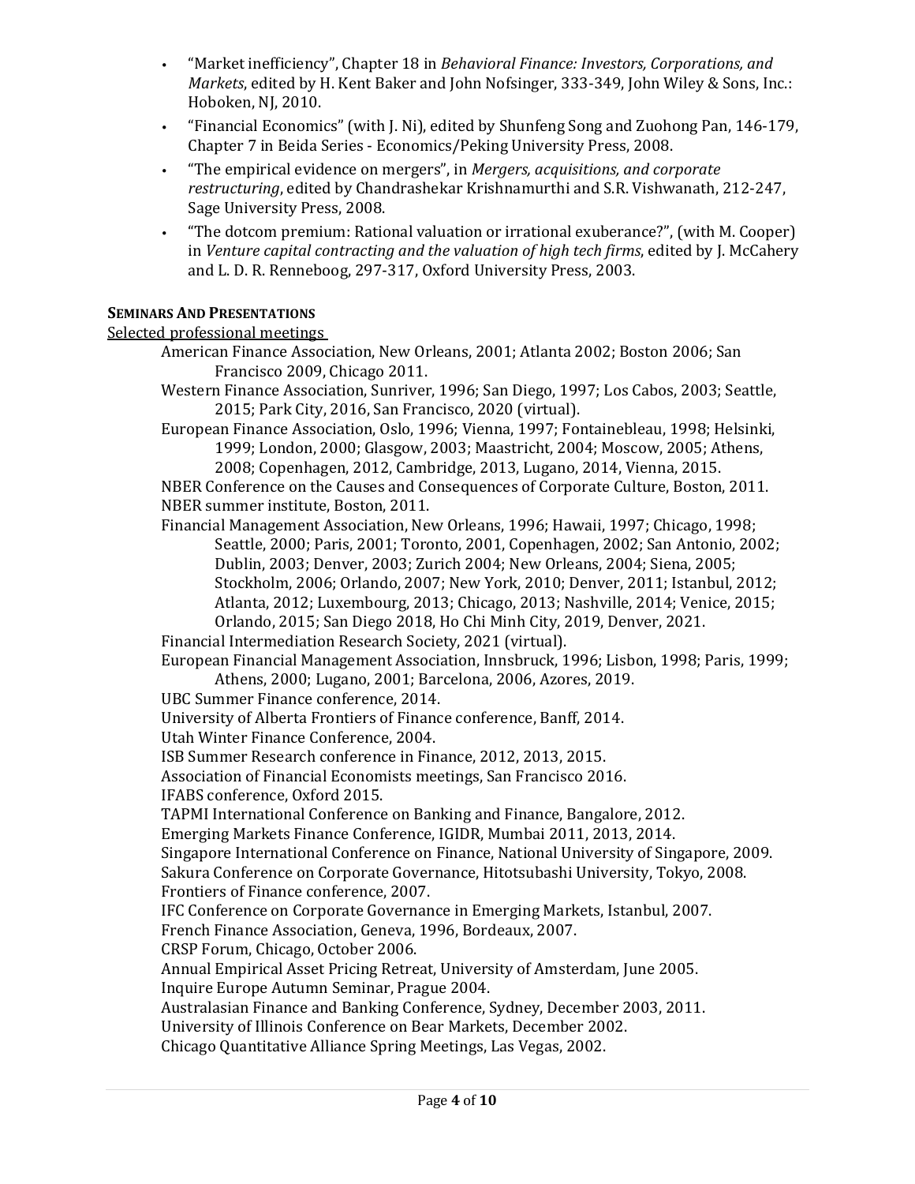- "Market inefficiency", Chapter 18 in *Behavioral Finance: Investors, Corporations, and Markets*, edited by H. Kent Baker and John Nofsinger, 333-349, John Wiley & Sons, Inc.: Hoboken, NJ, 2010.
- "Financial Economics" (with J. Ni), edited by Shunfeng Song and Zuohong Pan, 146-179, Chapter 7 in Beida Series - Economics/Peking University Press, 2008.
- "The empirical evidence on mergers", in *Mergers, acquisitions, and corporate restructuring*, edited by Chandrashekar Krishnamurthi and S.R. Vishwanath, 212-247, Sage University Press, 2008.
- "The dotcom premium: Rational valuation or irrational exuberance?", (with M. Cooper) in *Venture capital contracting and the valuation of high tech firms*, edited by J. McCahery and L. D. R. Renneboog, 297-317, Oxford University Press, 2003.

## SEMINARS AND PRESENTATIONS

Selected professional meetings

American Finance Association, New Orleans, 2001; Atlanta 2002; Boston 2006; San Francisco 2009, Chicago 2011.

Western Finance Association, Sunriver, 1996; San Diego, 1997; Los Cabos, 2003; Seattle, 2015; Park City, 2016, San Francisco, 2020 (virtual).

European Finance Association, Oslo, 1996; Vienna, 1997; Fontainebleau, 1998; Helsinki, 1999; London, 2000; Glasgow, 2003; Maastricht, 2004; Moscow, 2005; Athens, 2008; Copenhagen, 2012, Cambridge, 2013, Lugano, 2014, Vienna, 2015.

NBER Conference on the Causes and Consequences of Corporate Culture, Boston, 2011.

NBER summer institute, Boston, 2011.

Financial Management Association, New Orleans, 1996; Hawaii, 1997; Chicago, 1998; Seattle, 2000; Paris, 2001; Toronto, 2001, Copenhagen, 2002; San Antonio, 2002; Dublin, 2003; Denver, 2003; Zurich 2004; New Orleans, 2004; Siena, 2005; Stockholm, 2006; Orlando, 2007; New York, 2010; Denver, 2011; Istanbul, 2012; Atlanta, 2012; Luxembourg, 2013; Chicago, 2013; Nashville, 2014; Venice, 2015; Orlando, 2015; San Diego 2018, Ho Chi Minh City, 2019, Denver, 2021.

Financial Intermediation Research Society, 2021 (virtual).

European Financial Management Association, Innsbruck, 1996; Lisbon, 1998; Paris, 1999; Athens, 2000; Lugano, 2001; Barcelona, 2006, Azores, 2019.

UBC Summer Finance conference, 2014.

University of Alberta Frontiers of Finance conference, Banff, 2014.

Utah Winter Finance Conference, 2004.

ISB Summer Research conference in Finance, 2012, 2013, 2015.

Association of Financial Economists meetings, San Francisco 2016.

IFABS conference, Oxford 2015.

TAPMI International Conference on Banking and Finance, Bangalore, 2012.

Emerging Markets Finance Conference, IGIDR, Mumbai 2011, 2013, 2014.

Singapore International Conference on Finance, National University of Singapore, 2009.

Sakura Conference on Corporate Governance, Hitotsubashi University, Tokyo, 2008.

Frontiers of Finance conference, 2007.

IFC Conference on Corporate Governance in Emerging Markets, Istanbul, 2007.

French Finance Association, Geneva, 1996, Bordeaux, 2007.

CRSP Forum, Chicago, October 2006.

Annual Empirical Asset Pricing Retreat, University of Amsterdam, June 2005.

Inquire Europe Autumn Seminar, Prague 2004.

Australasian Finance and Banking Conference, Sydney, December 2003, 2011.

University of Illinois Conference on Bear Markets, December 2002.

Chicago Quantitative Alliance Spring Meetings, Las Vegas, 2002.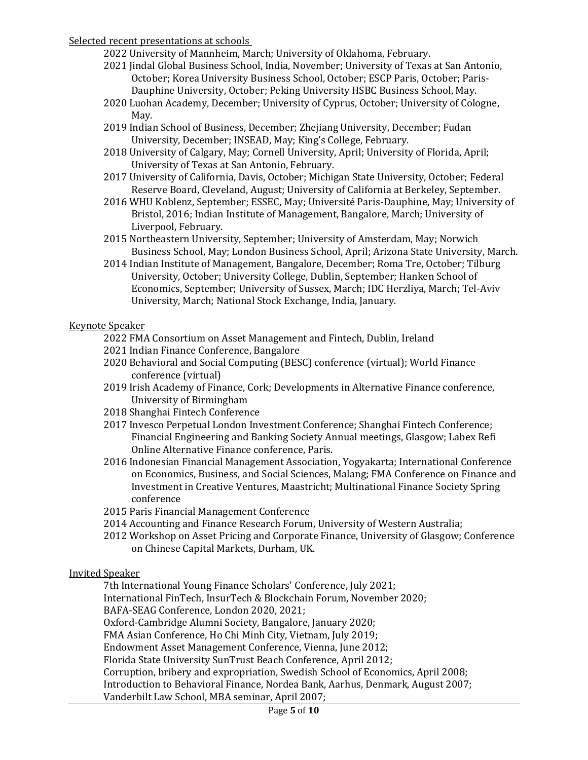Selected recent presentations at schools

2022 University of Mannheim, March; University of Oklahoma, February.

2021 Jindal Global Business School, India, November; University of Texas at San Antonio, October; Korea University Business School, October; ESCP Paris, October; Paris-Dauphine University, October; Peking University HSBC Business School, May.

2020 Luohan Academy, December; University of Cyprus, October; University of Cologne, May.

2019 Indian School of Business, December; Zhejiang University, December; Fudan University, December; INSEAD, May; King's College, February.

2018 University of Calgary, May; Cornell University, April; University of Florida, April; University of Texas at San Antonio, February.

2017 University of California, Davis, October; Michigan State University, October; Federal Reserve Board, Cleveland, August; University of California at Berkeley, September.

2016 WHU Koblenz, September; ESSEC, May; Université Paris-Dauphine, May; University of Bristol, 2016; Indian Institute of Management, Bangalore, March; University of Liverpool, February.

2015 Northeastern University, September; University of Amsterdam, May; Norwich Business School, May; London Business School, April; Arizona State University, March.

2014 Indian Institute of Management, Bangalore, December; Roma Tre, October; Tilburg University, October; University College, Dublin, September; Hanken School of Economics, September; University of Sussex, March; IDC Herzliya, March; Tel-Aviv University, March; National Stock Exchange, India, January.

Keynote Speaker

2022 FMA Consortium on Asset Management and Fintech, Dublin, Ireland

2021 Indian Finance Conference, Bangalore

2020 Behavioral and Social Computing (BESC) conference (virtual); World Finance conference (virtual)

2019 Irish Academy of Finance, Cork; Developments in Alternative Finance conference, University of Birmingham

2018 Shanghai Fintech Conference

2017 Invesco Perpetual London Investment Conference; Shanghai Fintech Conference; Financial Engineering and Banking Society Annual meetings, Glasgow; Labex Refi Online Alternative Finance conference, Paris.

2016 Indonesian Financial Management Association, Yogyakarta; International Conference on Economics, Business, and Social Sciences, Malang; FMA Conference on Finance and Investment in Creative Ventures, Maastricht; Multinational Finance Society Spring conference

2015 Paris Financial Management Conference

2014 Accounting and Finance Research Forum, University of Western Australia;

2012 Workshop on Asset Pricing and Corporate Finance, University of Glasgow; Conference on Chinese Capital Markets, Durham, UK.

Invited Speaker

7th International Young Finance Scholars' Conference, July 2021;
International FinTech, InsurTech & Blockchain Forum, November 2020;
BAFA-SEAG Conference, London 2020, 2021;
Oxford-Cambridge Alumni Society, Bangalore, January 2020;
FMA Asian Conference, Ho Chi Minh City, Vietnam, July 2019;
Endowment Asset Management Conference, Vienna, June 2012;
Florida State University SunTrust Beach Conference, April 2012;
Corruption, bribery and expropriation, Swedish School of Economics, April 2008;
Introduction to Behavioral Finance, Nordea Bank, Aarhus, Denmark, August 2007;
Vanderbilt Law School, MBA seminar, April 2007;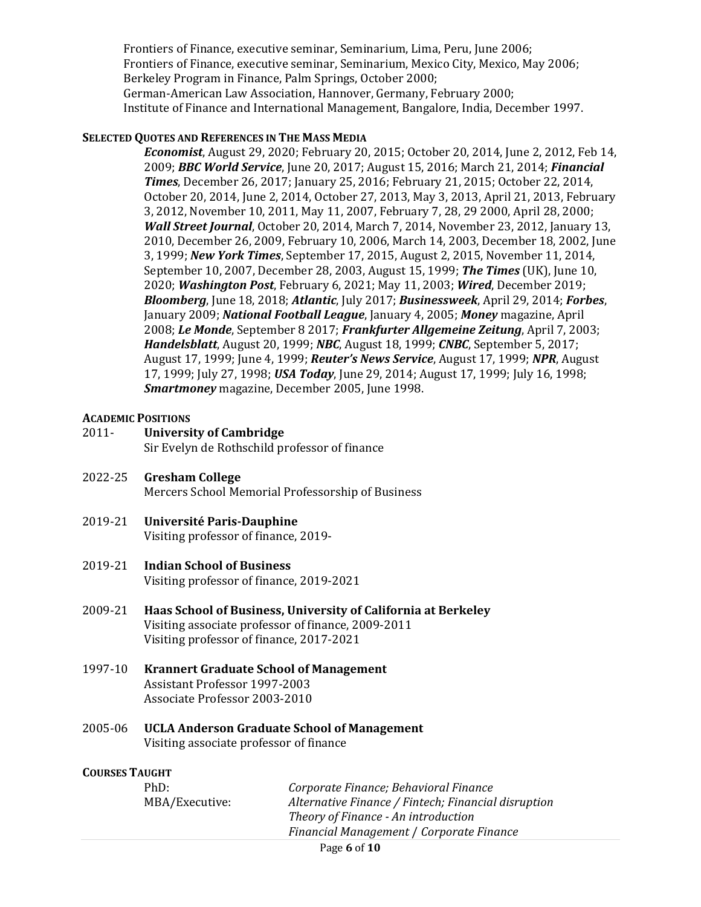Frontiers of Finance, executive seminar, Seminarium, Lima, Peru, June 2006;
Frontiers of Finance, executive seminar, Seminarium, Mexico City, Mexico, May 2006;
Berkeley Program in Finance, Palm Springs, October 2000;
German-American Law Association, Hannover, Germany, February 2000;
Institute of Finance and International Management, Bangalore, India, December 1997.

### SELECTED QUOTES AND REFERENCES IN THE MASS MEDIA

***Economist***, August 29, 2020; February 20, 2015; October 20, 2014, June 2, 2012, Feb 14, 2009; ***BBC World Service***, June 20, 2017; August 15, 2016; March 21, 2014; ***Financial Times***, December 26, 2017; January 25, 2016; February 21, 2015; October 22, 2014, October 20, 2014, June 2, 2014, October 27, 2013, May 3, 2013, April 21, 2013, February 3, 2012, November 10, 2011, May 11, 2007, February 7, 28, 29 2000, April 28, 2000; ***Wall Street Journal***, October 20, 2014, March 7, 2014, November 23, 2012, January 13, 2010, December 26, 2009, February 10, 2006, March 14, 2003, December 18, 2002, June 3, 1999; ***New York Times***, September 17, 2015, August 2, 2015, November 11, 2014, September 10, 2007, December 28, 2003, August 15, 1999; ***The Times*** (UK), June 10, 2020; ***Washington Post***, February 6, 2021; May 11, 2003; ***Wired***, December 2019; ***Bloomberg***, June 18, 2018; ***Atlantic***, July 2017; ***Businessweek***, April 29, 2014; ***Forbes***, January 2009; ***National Football League***, January 4, 2005; ***Money*** magazine, April 2008; ***Le Monde***, September 8 2017; ***Frankfurter Allgemeine Zeitung***, April 7, 2003; ***Handelsblatt***, August 20, 1999; ***NBC***, August 18, 1999; ***CNBC***, September 5, 2017; August 17, 1999; June 4, 1999; ***Reuter's News Service***, August 17, 1999; ***NPR***, August 17, 1999; July 27, 1998; ***USA Today***, June 29, 2014; August 17, 1999; July 16, 1998; ***Smartmoney*** magazine, December 2005, June 1998.

### ACADEMIC POSITIONS

2011- **University of Cambridge**
Sir Evelyn de Rothschild professor of finance

2022-25 **Gresham College**
Mercers School Memorial Professorship of Business

2019-21 **Université Paris-Dauphine**
Visiting professor of finance, 2019-

2019-21 **Indian School of Business**
Visiting professor of finance, 2019-2021

2009-21 **Haas School of Business, University of California at Berkeley**
Visiting associate professor of finance, 2009-2011
Visiting professor of finance, 2017-2021

1997-10 **Krannert Graduate School of Management**
Assistant Professor 1997-2003
Associate Professor 2003-2010

2005-06 **UCLA Anderson Graduate School of Management**
Visiting associate professor of finance

### COURSES TAUGHT

PhD: *Corporate Finance; Behavioral Finance*
MBA/Executive: *Alternative Finance / Fintech; Financial disruption*
*Theory of Finance - An introduction*
*Financial Management / Corporate Finance*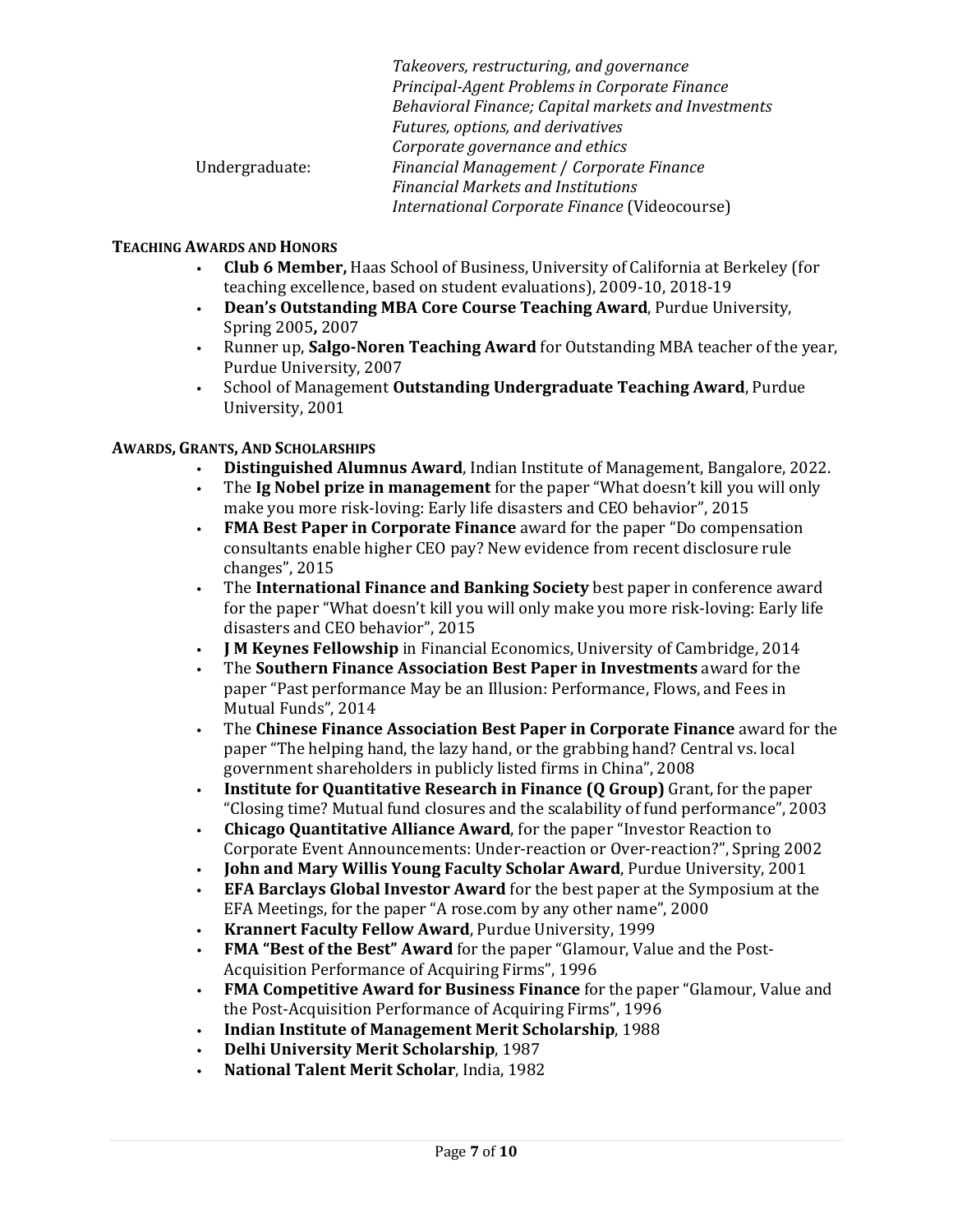*Takeovers, restructuring, and governance*
*Principal-Agent Problems in Corporate Finance*
*Behavioral Finance; Capital markets and Investments*
*Futures, options, and derivatives*
*Corporate governance and ethics*

Undergraduate: *Financial Management / Corporate Finance*
*Financial Markets and Institutions*
*International Corporate Finance* (Videocourse)

**TEACHING AWARDS AND HONORS**

- **Club 6 Member,** Haas School of Business, University of California at Berkeley (for teaching excellence, based on student evaluations), 2009-10, 2018-19
- **Dean's Outstanding MBA Core Course Teaching Award**, Purdue University, Spring 2005**,** 2007
- Runner up, **Salgo-Noren Teaching Award** for Outstanding MBA teacher of the year, Purdue University, 2007
- School of Management **Outstanding Undergraduate Teaching Award**, Purdue University, 2001

**AWARDS, GRANTS, AND SCHOLARSHIPS**

- **Distinguished Alumnus Award**, Indian Institute of Management, Bangalore, 2022.
- The **Ig Nobel prize in management** for the paper "What doesn't kill you will only make you more risk-loving: Early life disasters and CEO behavior", 2015
- **FMA Best Paper in Corporate Finance** award for the paper "Do compensation consultants enable higher CEO pay? New evidence from recent disclosure rule changes", 2015
- The **International Finance and Banking Society** best paper in conference award for the paper "What doesn't kill you will only make you more risk-loving: Early life disasters and CEO behavior", 2015
- **J M Keynes Fellowship** in Financial Economics, University of Cambridge, 2014
- The **Southern Finance Association Best Paper in Investments** award for the paper "Past performance May be an Illusion: Performance, Flows, and Fees in Mutual Funds", 2014
- The **Chinese Finance Association Best Paper in Corporate Finance** award for the paper "The helping hand, the lazy hand, or the grabbing hand? Central vs. local government shareholders in publicly listed firms in China", 2008
- **Institute for Quantitative Research in Finance (Q Group)** Grant, for the paper "Closing time? Mutual fund closures and the scalability of fund performance", 2003
- **Chicago Quantitative Alliance Award**, for the paper "Investor Reaction to Corporate Event Announcements: Under-reaction or Over-reaction?", Spring 2002
- **John and Mary Willis Young Faculty Scholar Award**, Purdue University, 2001
- **EFA Barclays Global Investor Award** for the best paper at the Symposium at the EFA Meetings, for the paper "A rose.com by any other name", 2000
- **Krannert Faculty Fellow Award**, Purdue University, 1999
- **FMA "Best of the Best" Award** for the paper "Glamour, Value and the Post-Acquisition Performance of Acquiring Firms", 1996
- **FMA Competitive Award for Business Finance** for the paper "Glamour, Value and the Post-Acquisition Performance of Acquiring Firms", 1996
- **Indian Institute of Management Merit Scholarship**, 1988
- **Delhi University Merit Scholarship**, 1987
- **National Talent Merit Scholar**, India, 1982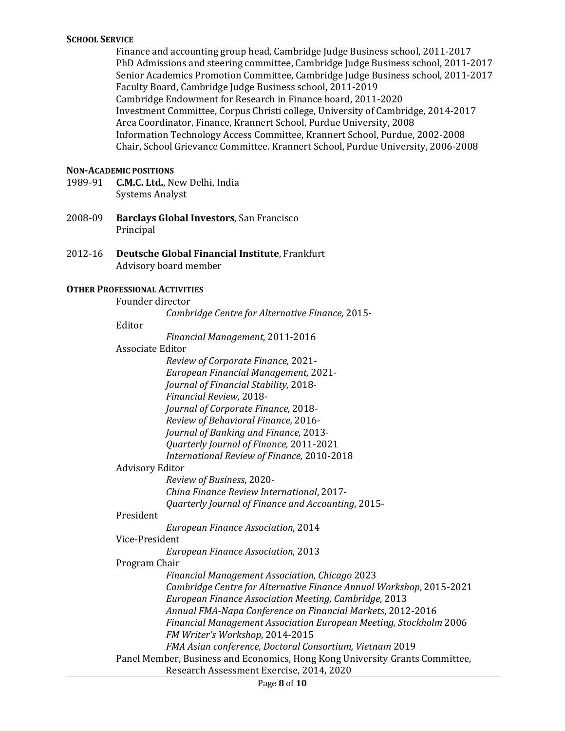**SCHOOL SERVICE**

Finance and accounting group head, Cambridge Judge Business school, 2011-2017
PhD Admissions and steering committee, Cambridge Judge Business school, 2011-2017
Senior Academics Promotion Committee, Cambridge Judge Business school, 2011-2017
Faculty Board, Cambridge Judge Business school, 2011-2019
Cambridge Endowment for Research in Finance board, 2011-2020
Investment Committee, Corpus Christi college, University of Cambridge, 2014-2017
Area Coordinator, Finance, Krannert School, Purdue University, 2008
Information Technology Access Committee, Krannert School, Purdue, 2002-2008
Chair, School Grievance Committee. Krannert School, Purdue University, 2006-2008

**NON-ACADEMIC POSITIONS**

1989-91 **C.M.C. Ltd.**, New Delhi, India
Systems Analyst

2008-09 **Barclays Global Investors**, San Francisco
Principal

2012-16 **Deutsche Global Financial Institute**, Frankfurt
Advisory board member

**OTHER PROFESSIONAL ACTIVITIES**

Founder director
*Cambridge Centre for Alternative Finance,* 2015-

Editor
*Financial Management*, 2011-2016

Associate Editor
*Review of Corporate Finance,* 2021-
*European Financial Management,* 2021-
*Journal of Financial Stability,* 2018-
*Financial Review,* 2018-
*Journal of Corporate Finance,* 2018-
*Review of Behavioral Finance,* 2016-
*Journal of Banking and Finance,* 2013-
*Quarterly Journal of Finance,* 2011-2021
*International Review of Finance,* 2010-2018

Advisory Editor
*Review of Business*, 2020-
*China Finance Review International*, 2017-
*Quarterly Journal of Finance and Accounting*, 2015-

President
*European Finance Association*, 2014

Vice-President
*European Finance Association*, 2013

Program Chair
*Financial Management Association, Chicago* 2023
*Cambridge Centre for Alternative Finance Annual Workshop*, 2015-2021
*European Finance Association Meeting, Cambridge*, 2013
*Annual FMA-Napa Conference on Financial Markets*, 2012-2016
*Financial Management Association European Meeting, Stockholm* 2006
*FM Writer's Workshop*, 2014-2015
*FMA Asian conference, Doctoral Consortium, Vietnam* 2019

Panel Member, Business and Economics, Hong Kong University Grants Committee,
Research Assessment Exercise, 2014, 2020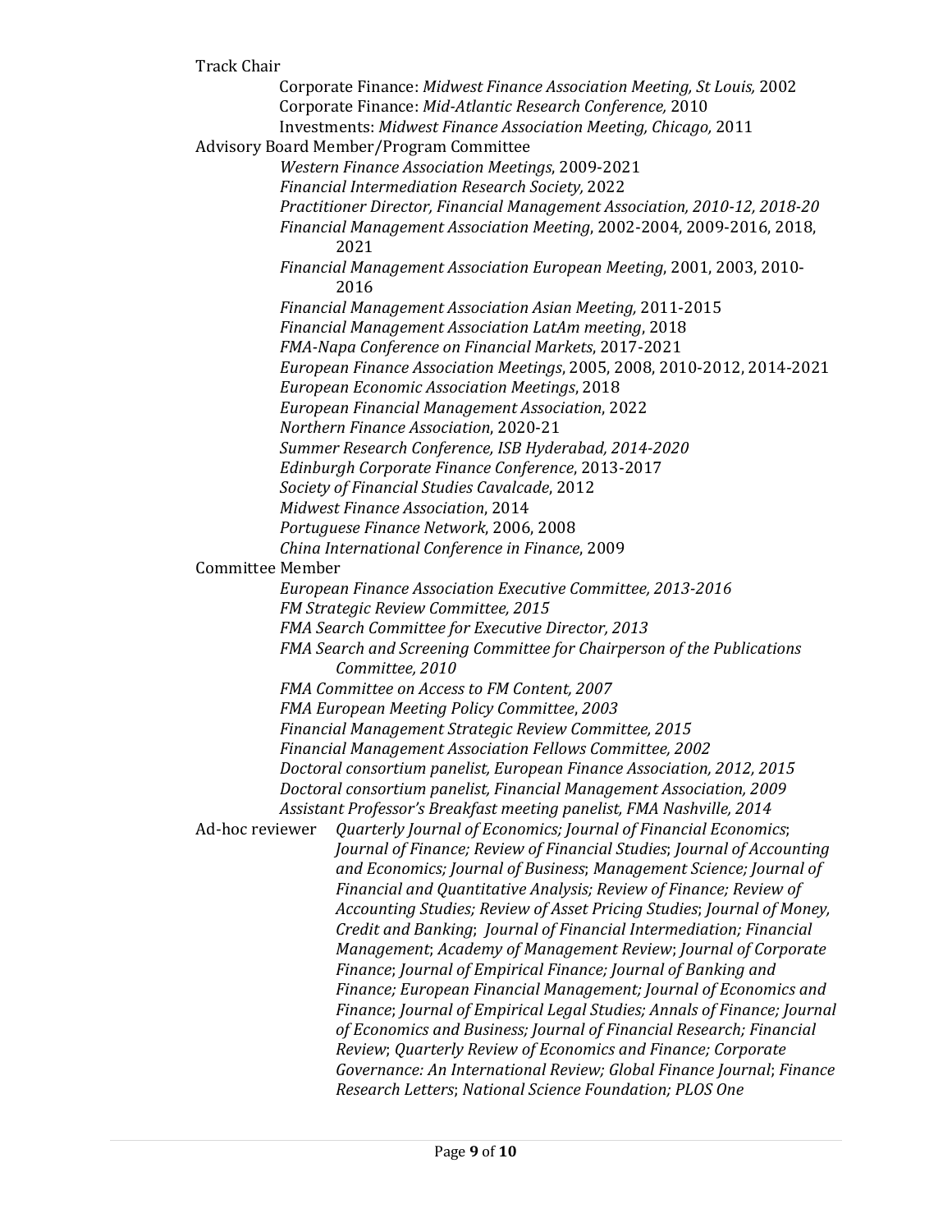Track Chair

- Corporate Finance: *Midwest Finance Association Meeting, St Louis,* 2002
- Corporate Finance: *Mid-Atlantic Research Conference,* 2010
- Investments: *Midwest Finance Association Meeting, Chicago,* 2011

Advisory Board Member/Program Committee

- *Western Finance Association Meetings*, 2009-2021
- *Financial Intermediation Research Society,* 2022
- *Practitioner Director, Financial Management Association, 2010-12, 2018-20*
- *Financial Management Association Meeting*, 2002-2004, 2009-2016, 2018, 2021
- *Financial Management Association European Meeting*, 2001, 2003, 2010-2016
- *Financial Management Association Asian Meeting,* 2011-2015
- *Financial Management Association LatAm meeting*, 2018
- *FMA-Napa Conference on Financial Markets*, 2017-2021
- *European Finance Association Meetings*, 2005, 2008, 2010-2012, 2014-2021
- *European Economic Association Meetings*, 2018
- *European Financial Management Association*, 2022
- *Northern Finance Association*, 2020-21
- *Summer Research Conference, ISB Hyderabad, 2014-2020*
- *Edinburgh Corporate Finance Conference*, 2013-2017
- *Society of Financial Studies Cavalcade*, 2012
- *Midwest Finance Association*, 2014
- *Portuguese Finance Network*, 2006, 2008
- *China International Conference in Finance*, 2009

Committee Member

- *European Finance Association Executive Committee, 2013-2016*
- *FM Strategic Review Committee, 2015*
- *FMA Search Committee for Executive Director, 2013*
- *FMA Search and Screening Committee for Chairperson of the Publications Committee, 2010*
- *FMA Committee on Access to FM Content, 2007*
- *FMA European Meeting Policy Committee*, *2003*
- *Financial Management Strategic Review Committee, 2015*
- *Financial Management Association Fellows Committee, 2002*
- *Doctoral consortium panelist, European Finance Association, 2012, 2015*
- *Doctoral consortium panelist, Financial Management Association, 2009*
- *Assistant Professor's Breakfast meeting panelist, FMA Nashville, 2014*

Ad-hoc reviewer *Quarterly Journal of Economics; Journal of Financial Economics*; *Journal of Finance; Review of Financial Studies*; *Journal of Accounting and Economics; Journal of Business*; *Management Science; Journal of Financial and Quantitative Analysis; Review of Finance; Review of Accounting Studies; Review of Asset Pricing Studies*; *Journal of Money, Credit and Banking*; *Journal of Financial Intermediation; Financial Management*; *Academy of Management Review*; *Journal of Corporate Finance*; *Journal of Empirical Finance; Journal of Banking and Finance; European Financial Management; Journal of Economics and Finance*; *Journal of Empirical Legal Studies; Annals of Finance; Journal of Economics and Business; Journal of Financial Research; Financial Review*; *Quarterly Review of Economics and Finance; Corporate Governance: An International Review; Global Finance Journal*; *Finance Research Letters*; *National Science Foundation; PLOS One*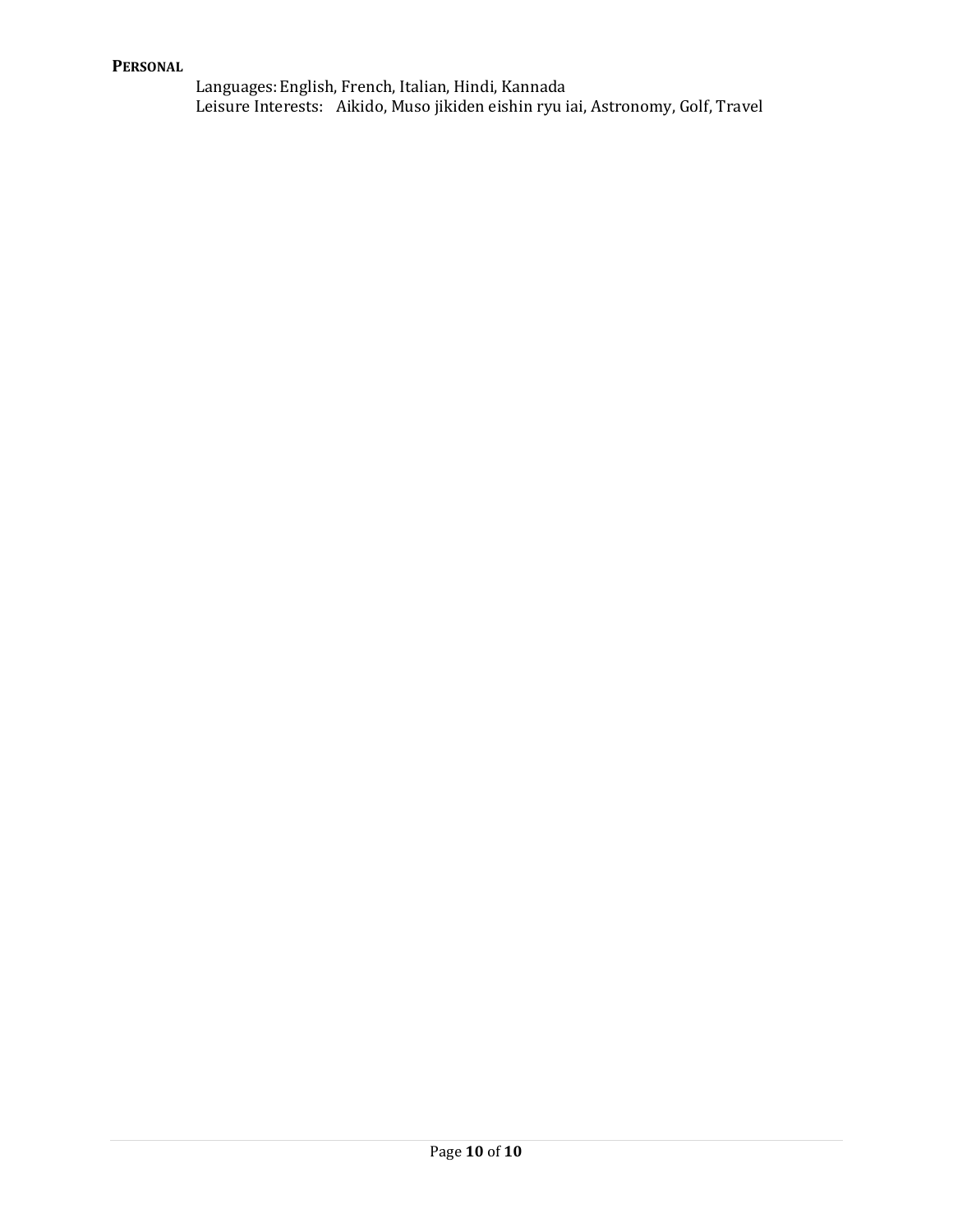## PERSONAL

Languages: English, French, Italian, Hindi, Kannada

Leisure Interests: Aikido, Muso jikiden eishin ryu iai, Astronomy, Golf, Travel